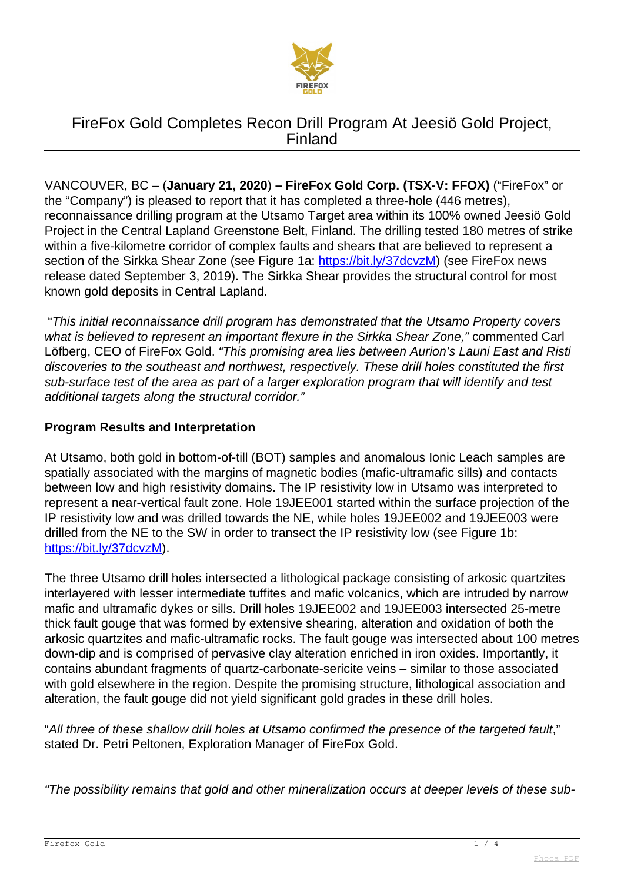# FireFox Gold Completes Recon Drill Program At Jeesiö Gold Project, Finland

VANCOUVER, BC – (**January 21, 2020**) **– FireFox Gold Corp. (TSX-V: FFOX)** ("FireFox" or the "Company") is pleased to report that it has completed a three-hole (446 metres), reconnaissance drilling program at the Utsamo Target area within its 100% owned Jeesiö Gold Project in the Central Lapland Greenstone Belt, Finland. The drilling tested 180 metres of strike within a five-kilometre corridor of complex faults and shears that are believed to represent a section of the Sirkka Shear Zone (see Figure 1a: [https://bit.ly/37dcvzM](https://bit.ly/37dcvzM)) (see FireFox news release dated September 3, 2019). The Sirkka Shear provides the structural control for most known gold deposits in Central Lapland.

"*This initial reconnaissance drill program has demonstrated that the Utsamo Property covers what is believed to represent an important flexure in the Sirkka Shear Zone,"* commented Carl Löfberg, CEO of FireFox Gold. *"This promising area lies between Aurion's Launi East and Risti discoveries to the southeast and northwest, respectively. These drill holes constituted the first sub-surface test of the area as part of a larger exploration program that will identify and test additional targets along the structural corridor."*

**Program Results and Interpretation**

At Utsamo, both gold in bottom-of-till (BOT) samples and anomalous Ionic Leach samples are spatially associated with the margins of magnetic bodies (mafic-ultramafic sills) and contacts between low and high resistivity domains. The IP resistivity low in Utsamo was interpreted to represent a near-vertical fault zone. Hole 19JEE001 started within the surface projection of the IP resistivity low and was drilled towards the NE, while holes 19JEE002 and 19JEE003 were drilled from the NE to the SW in order to transect the IP resistivity low (see Figure 1b: [https://bit.ly/37dcvzM](https://bit.ly/37dcvzM)).

The three Utsamo drill holes intersected a lithological package consisting of arkosic quartzites interlayered with lesser intermediate tuffites and mafic volcanics, which are intruded by narrow mafic and ultramafic dykes or sills. Drill holes 19JEE002 and 19JEE003 intersected 25-metre thick fault gouge that was formed by extensive shearing, alteration and oxidation of both the arkosic quartzites and mafic-ultramafic rocks. The fault gouge was intersected about 100 metres down-dip and is comprised of pervasive clay alteration enriched in iron oxides. Importantly, it contains abundant fragments of quartz-carbonate-sericite veins – similar to those associated with gold elsewhere in the region. Despite the promising structure, lithological association and alteration, the fault gouge did not yield significant gold grades in these drill holes.

"*All three of these shallow drill holes at Utsamo confirmed the presence of the targeted fault*," stated Dr. Petri Peltonen, Exploration Manager of FireFox Gold.

*"The possibility remains that gold and other mineralization occurs at deeper levels of these sub-*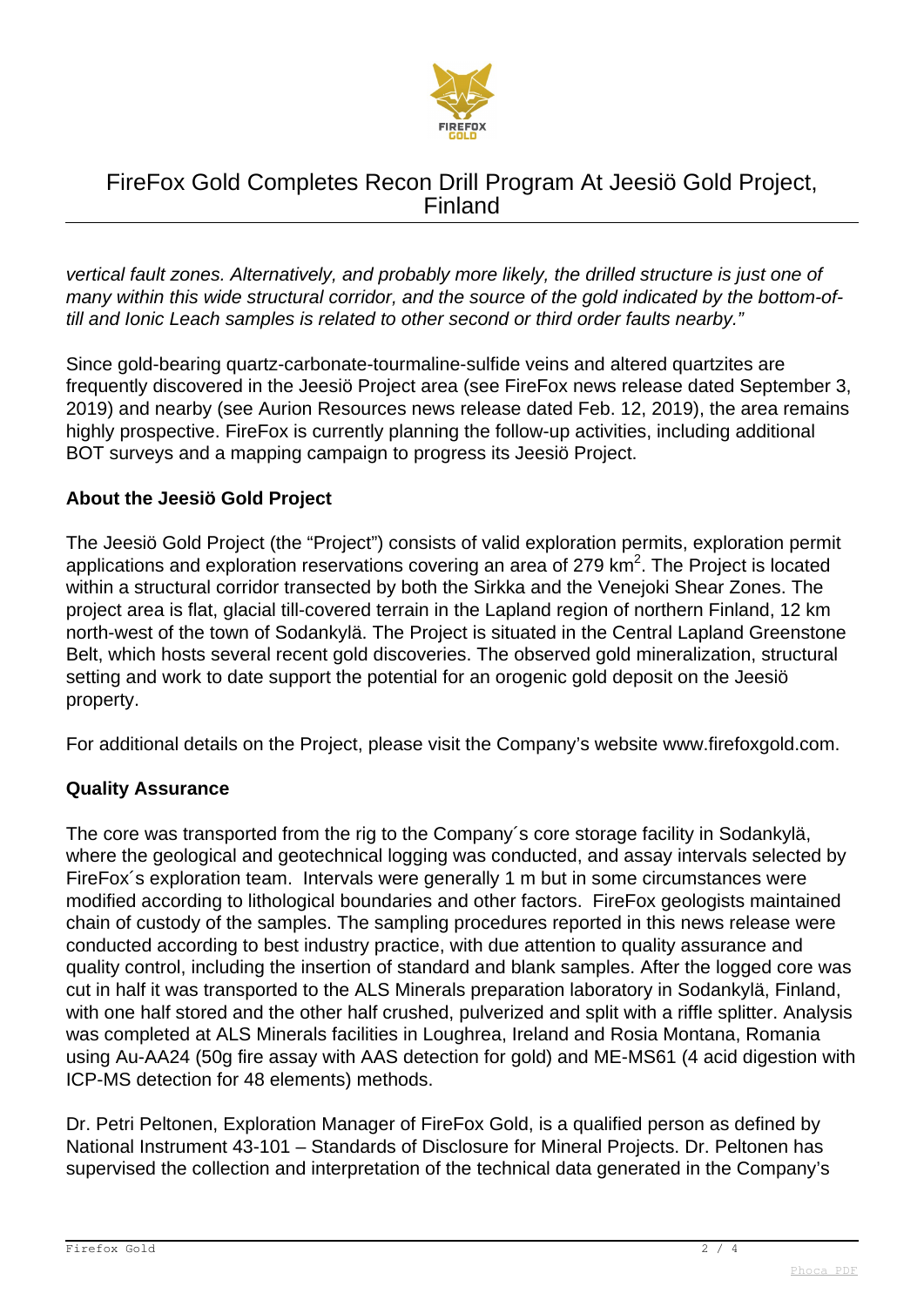*vertical fault zones. Alternatively, and probably more likely, the drilled structure is just one of many within this wide structural corridor, and the source of the gold indicated by the bottom-of-till and Ionic Leach samples is related to other second or third order faults nearby."*

Since gold-bearing quartz-carbonate-tourmaline-sulfide veins and altered quartzites are frequently discovered in the Jeesiö Project area (see FireFox news release dated September 3, 2019) and nearby (see Aurion Resources news release dated Feb. 12, 2019), the area remains highly prospective. FireFox is currently planning the follow-up activities, including additional BOT surveys and a mapping campaign to progress its Jeesiö Project.

**About the Jeesiö Gold Project**

The Jeesiö Gold Project (the "Project") consists of valid exploration permits, exploration permit applications and exploration reservations covering an area of 279 km$^2$. The Project is located within a structural corridor transected by both the Sirkka and the Venejoki Shear Zones. The project area is flat, glacial till-covered terrain in the Lapland region of northern Finland, 12 km north-west of the town of Sodankylä. The Project is situated in the Central Lapland Greenstone Belt, which hosts several recent gold discoveries. The observed gold mineralization, structural setting and work to date support the potential for an orogenic gold deposit on the Jeesiö property.

For additional details on the Project, please visit the Company's website www.firefoxgold.com.

**Quality Assurance**

The core was transported from the rig to the Company´s core storage facility in Sodankylä, where the geological and geotechnical logging was conducted, and assay intervals selected by FireFox´s exploration team. Intervals were generally 1 m but in some circumstances were modified according to lithological boundaries and other factors. FireFox geologists maintained chain of custody of the samples. The sampling procedures reported in this news release were conducted according to best industry practice, with due attention to quality assurance and quality control, including the insertion of standard and blank samples. After the logged core was cut in half it was transported to the ALS Minerals preparation laboratory in Sodankylä, Finland, with one half stored and the other half crushed, pulverized and split with a riffle splitter. Analysis was completed at ALS Minerals facilities in Loughrea, Ireland and Rosia Montana, Romania using Au-AA24 (50g fire assay with AAS detection for gold) and ME-MS61 (4 acid digestion with ICP-MS detection for 48 elements) methods.

Dr. Petri Peltonen, Exploration Manager of FireFox Gold, is a qualified person as defined by National Instrument 43-101 – Standards of Disclosure for Mineral Projects. Dr. Peltonen has supervised the collection and interpretation of the technical data generated in the Company's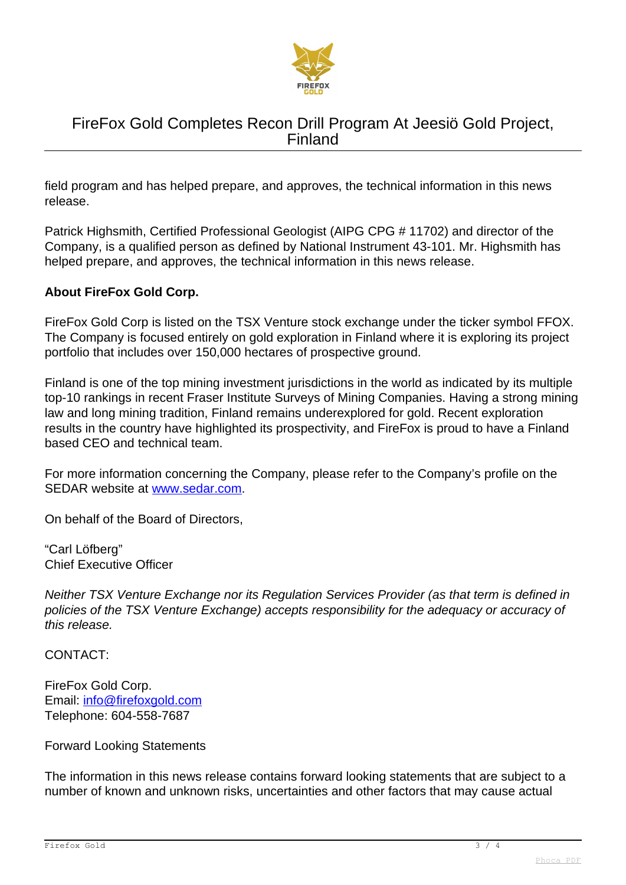field program and has helped prepare, and approves, the technical information in this news release.

Patrick Highsmith, Certified Professional Geologist (AIPG CPG # 11702) and director of the Company, is a qualified person as defined by National Instrument 43-101. Mr. Highsmith has helped prepare, and approves, the technical information in this news release.

**About FireFox Gold Corp.**

FireFox Gold Corp is listed on the TSX Venture stock exchange under the ticker symbol FFOX. The Company is focused entirely on gold exploration in Finland where it is exploring its project portfolio that includes over 150,000 hectares of prospective ground.

Finland is one of the top mining investment jurisdictions in the world as indicated by its multiple top-10 rankings in recent Fraser Institute Surveys of Mining Companies. Having a strong mining law and long mining tradition, Finland remains underexplored for gold. Recent exploration results in the country have highlighted its prospectivity, and FireFox is proud to have a Finland based CEO and technical team.

For more information concerning the Company, please refer to the Company's profile on the SEDAR website at [www.sedar.com](http://www.sedar.com).

On behalf of the Board of Directors,

"Carl Löfberg"
Chief Executive Officer

*Neither TSX Venture Exchange nor its Regulation Services Provider (as that term is defined in policies of the TSX Venture Exchange) accepts responsibility for the adequacy or accuracy of this release.*

CONTACT:

FireFox Gold Corp.
Email: [info@firefoxgold.com](mailto:info@firefoxgold.com)
Telephone: 604-558-7687

Forward Looking Statements

The information in this news release contains forward looking statements that are subject to a number of known and unknown risks, uncertainties and other factors that may cause actual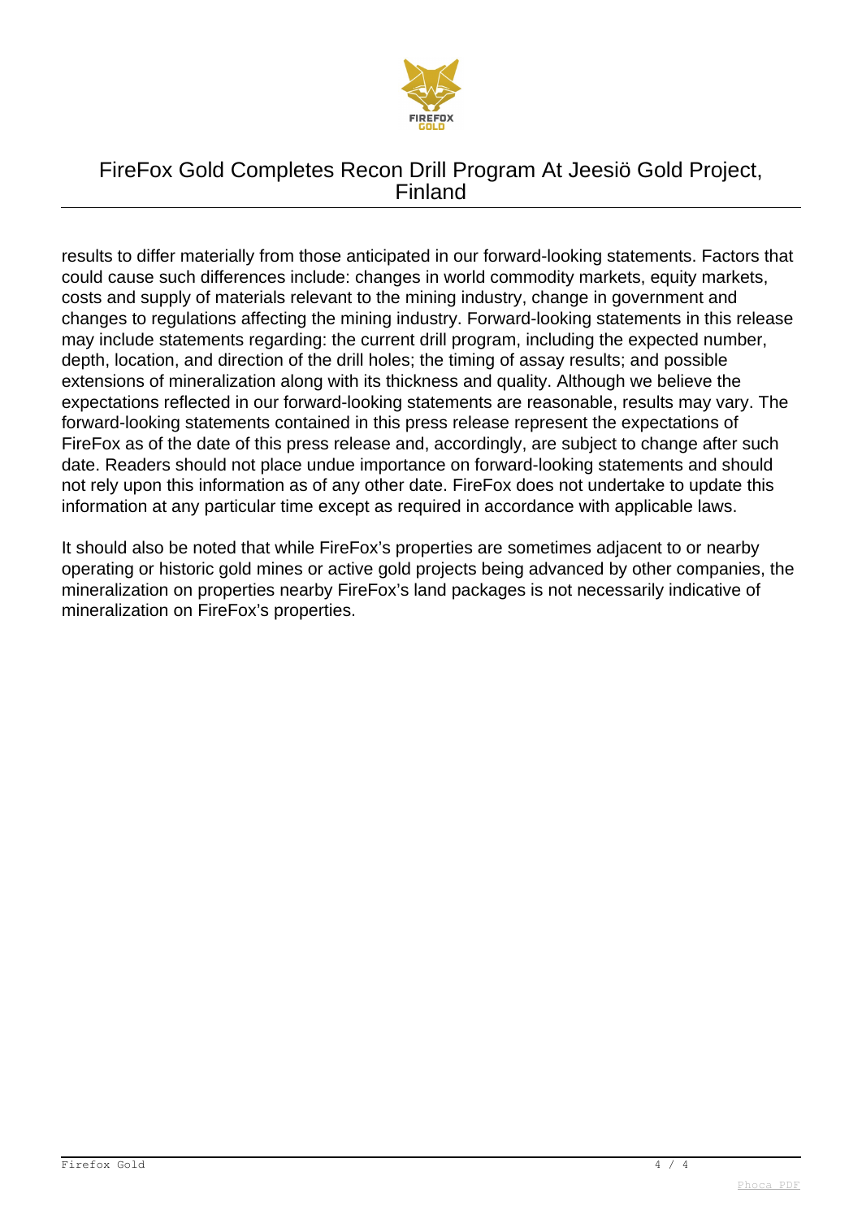results to differ materially from those anticipated in our forward-looking statements. Factors that could cause such differences include: changes in world commodity markets, equity markets, costs and supply of materials relevant to the mining industry, change in government and changes to regulations affecting the mining industry. Forward-looking statements in this release may include statements regarding: the current drill program, including the expected number, depth, location, and direction of the drill holes; the timing of assay results; and possible extensions of mineralization along with its thickness and quality. Although we believe the expectations reflected in our forward-looking statements are reasonable, results may vary. The forward-looking statements contained in this press release represent the expectations of FireFox as of the date of this press release and, accordingly, are subject to change after such date. Readers should not place undue importance on forward-looking statements and should not rely upon this information as of any other date. FireFox does not undertake to update this information at any particular time except as required in accordance with applicable laws.

It should also be noted that while FireFox's properties are sometimes adjacent to or nearby operating or historic gold mines or active gold projects being advanced by other companies, the mineralization on properties nearby FireFox's land packages is not necessarily indicative of mineralization on FireFox's properties.